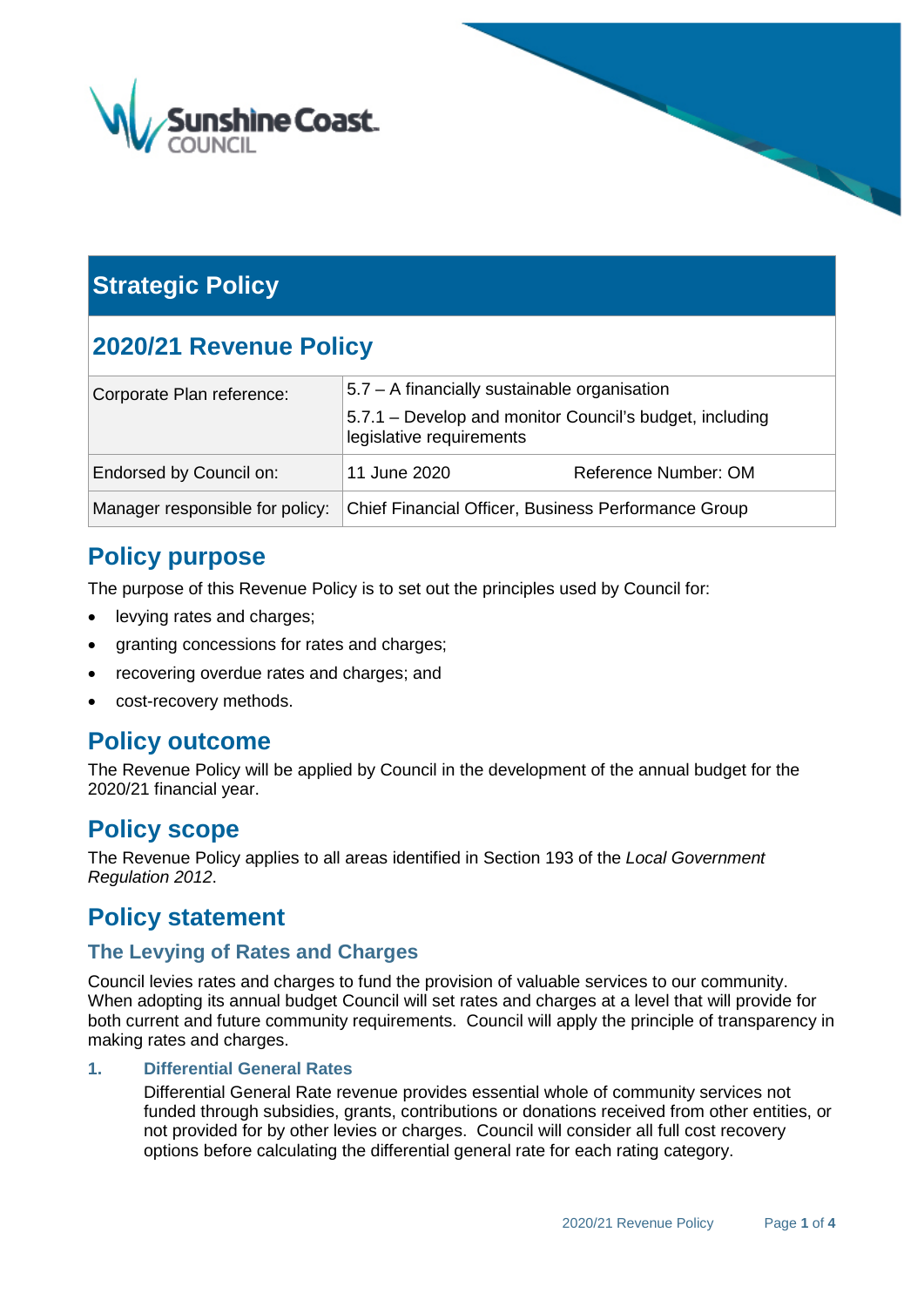# Strategic Policy

## 2020/21 Revenue Policy

| Corporate Plan reference: | 5.7 – A financially sustainable organisation<br>5.7.1 – Develop and monitor Council's budget, including legislative requirements | |
|---|---|---|
| Endorsed by Council on: | 11 June 2020 | Reference Number: OM |
| Manager responsible for policy: | Chief Financial Officer, Business Performance Group | |

## Policy purpose

The purpose of this Revenue Policy is to set out the principles used by Council for:

- levying rates and charges;
- granting concessions for rates and charges;
- recovering overdue rates and charges; and
- cost-recovery methods.

## Policy outcome

The Revenue Policy will be applied by Council in the development of the annual budget for the 2020/21 financial year.

## Policy scope

The Revenue Policy applies to all areas identified in Section 193 of the *Local Government Regulation 2012*.

## Policy statement

### The Levying of Rates and Charges

Council levies rates and charges to fund the provision of valuable services to our community. When adopting its annual budget Council will set rates and charges at a level that will provide for both current and future community requirements. Council will apply the principle of transparency in making rates and charges.

#### 1. Differential General Rates

Differential General Rate revenue provides essential whole of community services not funded through subsidies, grants, contributions or donations received from other entities, or not provided for by other levies or charges. Council will consider all full cost recovery options before calculating the differential general rate for each rating category.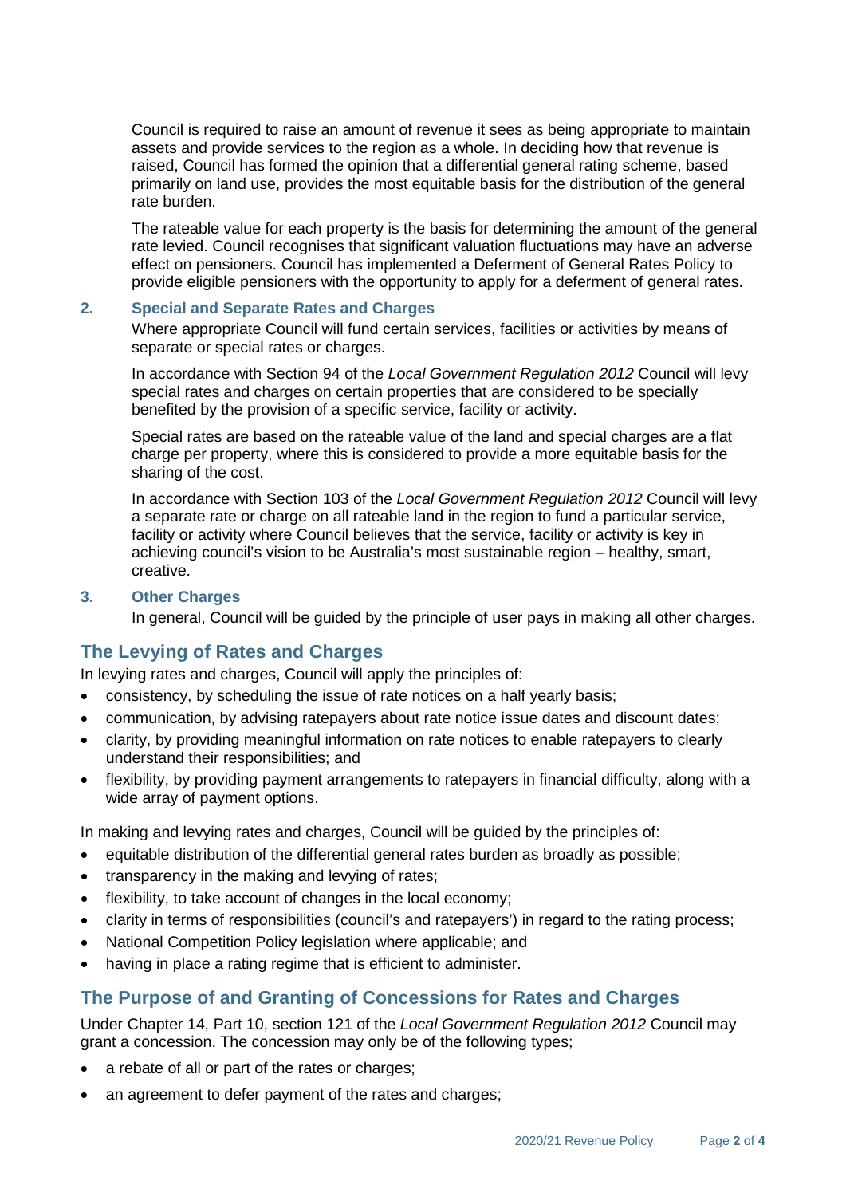Council is required to raise an amount of revenue it sees as being appropriate to maintain assets and provide services to the region as a whole. In deciding how that revenue is raised, Council has formed the opinion that a differential general rating scheme, based primarily on land use, provides the most equitable basis for the distribution of the general rate burden.

The rateable value for each property is the basis for determining the amount of the general rate levied. Council recognises that significant valuation fluctuations may have an adverse effect on pensioners. Council has implemented a Deferment of General Rates Policy to provide eligible pensioners with the opportunity to apply for a deferment of general rates.

### 2. Special and Separate Rates and Charges

Where appropriate Council will fund certain services, facilities or activities by means of separate or special rates or charges.

In accordance with Section 94 of the *Local Government Regulation 2012* Council will levy special rates and charges on certain properties that are considered to be specially benefited by the provision of a specific service, facility or activity.

Special rates are based on the rateable value of the land and special charges are a flat charge per property, where this is considered to provide a more equitable basis for the sharing of the cost.

In accordance with Section 103 of the *Local Government Regulation 2012* Council will levy a separate rate or charge on all rateable land in the region to fund a particular service, facility or activity where Council believes that the service, facility or activity is key in achieving council's vision to be Australia's most sustainable region – healthy, smart, creative.

### 3. Other Charges

In general, Council will be guided by the principle of user pays in making all other charges.

## The Levying of Rates and Charges

In levying rates and charges, Council will apply the principles of:

- consistency, by scheduling the issue of rate notices on a half yearly basis;
- communication, by advising ratepayers about rate notice issue dates and discount dates;
- clarity, by providing meaningful information on rate notices to enable ratepayers to clearly understand their responsibilities; and
- flexibility, by providing payment arrangements to ratepayers in financial difficulty, along with a wide array of payment options.

In making and levying rates and charges, Council will be guided by the principles of:

- equitable distribution of the differential general rates burden as broadly as possible;
- transparency in the making and levying of rates;
- flexibility, to take account of changes in the local economy;
- clarity in terms of responsibilities (council's and ratepayers') in regard to the rating process;
- National Competition Policy legislation where applicable; and
- having in place a rating regime that is efficient to administer.

## The Purpose of and Granting of Concessions for Rates and Charges

Under Chapter 14, Part 10, section 121 of the *Local Government Regulation 2012* Council may grant a concession. The concession may only be of the following types;

- a rebate of all or part of the rates or charges;
- an agreement to defer payment of the rates and charges;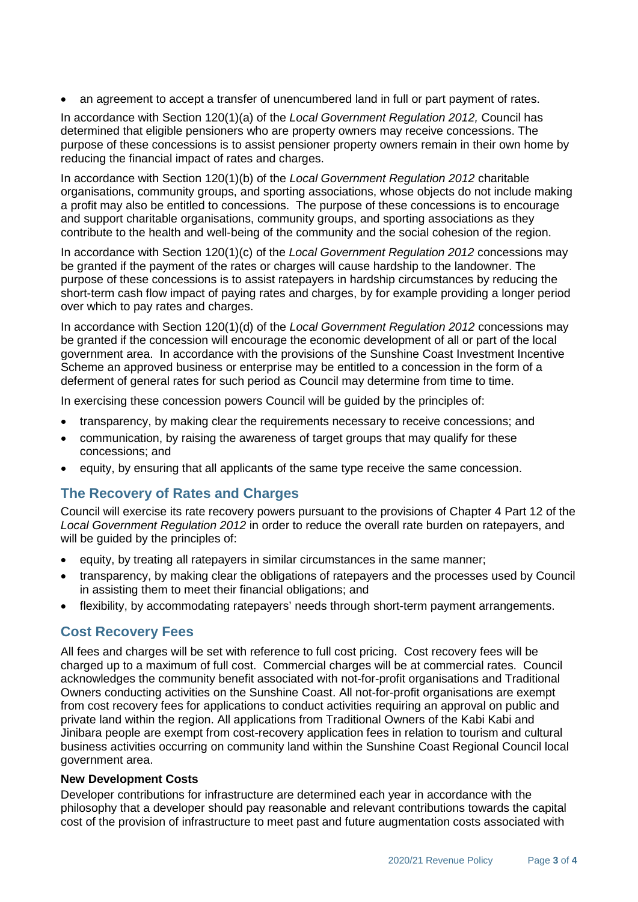- an agreement to accept a transfer of unencumbered land in full or part payment of rates.

In accordance with Section 120(1)(a) of the *Local Government Regulation 2012,* Council has determined that eligible pensioners who are property owners may receive concessions. The purpose of these concessions is to assist pensioner property owners remain in their own home by reducing the financial impact of rates and charges.

In accordance with Section 120(1)(b) of the *Local Government Regulation 2012* charitable organisations, community groups, and sporting associations, whose objects do not include making a profit may also be entitled to concessions. The purpose of these concessions is to encourage and support charitable organisations, community groups, and sporting associations as they contribute to the health and well-being of the community and the social cohesion of the region.

In accordance with Section 120(1)(c) of the *Local Government Regulation 2012* concessions may be granted if the payment of the rates or charges will cause hardship to the landowner. The purpose of these concessions is to assist ratepayers in hardship circumstances by reducing the short-term cash flow impact of paying rates and charges, by for example providing a longer period over which to pay rates and charges.

In accordance with Section 120(1)(d) of the *Local Government Regulation 2012* concessions may be granted if the concession will encourage the economic development of all or part of the local government area. In accordance with the provisions of the Sunshine Coast Investment Incentive Scheme an approved business or enterprise may be entitled to a concession in the form of a deferment of general rates for such period as Council may determine from time to time.

In exercising these concession powers Council will be guided by the principles of:

- transparency, by making clear the requirements necessary to receive concessions; and
- communication, by raising the awareness of target groups that may qualify for these concessions; and
- equity, by ensuring that all applicants of the same type receive the same concession.

## The Recovery of Rates and Charges

Council will exercise its rate recovery powers pursuant to the provisions of Chapter 4 Part 12 of the *Local Government Regulation 2012* in order to reduce the overall rate burden on ratepayers, and will be guided by the principles of:

- equity, by treating all ratepayers in similar circumstances in the same manner;
- transparency, by making clear the obligations of ratepayers and the processes used by Council in assisting them to meet their financial obligations; and
- flexibility, by accommodating ratepayers' needs through short-term payment arrangements.

## Cost Recovery Fees

All fees and charges will be set with reference to full cost pricing. Cost recovery fees will be charged up to a maximum of full cost. Commercial charges will be at commercial rates. Council acknowledges the community benefit associated with not-for-profit organisations and Traditional Owners conducting activities on the Sunshine Coast. All not-for-profit organisations are exempt from cost recovery fees for applications to conduct activities requiring an approval on public and private land within the region. All applications from Traditional Owners of the Kabi Kabi and Jinibara people are exempt from cost-recovery application fees in relation to tourism and cultural business activities occurring on community land within the Sunshine Coast Regional Council local government area.

**New Development Costs**

Developer contributions for infrastructure are determined each year in accordance with the philosophy that a developer should pay reasonable and relevant contributions towards the capital cost of the provision of infrastructure to meet past and future augmentation costs associated with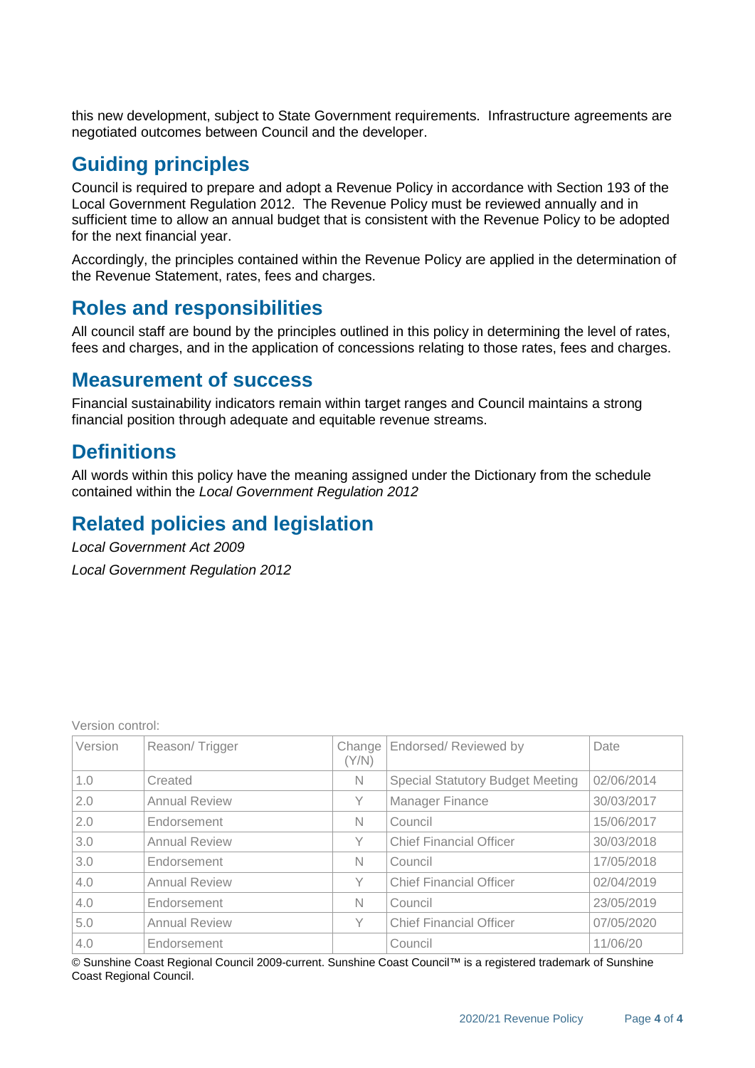this new development, subject to State Government requirements.  Infrastructure agreements are negotiated outcomes between Council and the developer.

## Guiding principles

Council is required to prepare and adopt a Revenue Policy in accordance with Section 193 of the Local Government Regulation 2012.  The Revenue Policy must be reviewed annually and in sufficient time to allow an annual budget that is consistent with the Revenue Policy to be adopted for the next financial year.

Accordingly, the principles contained within the Revenue Policy are applied in the determination of the Revenue Statement, rates, fees and charges.

## Roles and responsibilities

All council staff are bound by the principles outlined in this policy in determining the level of rates, fees and charges, and in the application of concessions relating to those rates, fees and charges.

## Measurement of success

Financial sustainability indicators remain within target ranges and Council maintains a strong financial position through adequate and equitable revenue streams.

## Definitions

All words within this policy have the meaning assigned under the Dictionary from the schedule contained within the *Local Government Regulation 2012*

## Related policies and legislation

*Local Government Act 2009*

*Local Government Regulation 2012*

Version control:

| Version | Reason/ Trigger | Change (Y/N) | Endorsed/ Reviewed by | Date |
|---|---|---|---|---|
| 1.0 | Created | N | Special Statutory Budget Meeting | 02/06/2014 |
| 2.0 | Annual Review | Y | Manager Finance | 30/03/2017 |
| 2.0 | Endorsement | N | Council | 15/06/2017 |
| 3.0 | Annual Review | Y | Chief Financial Officer | 30/03/2018 |
| 3.0 | Endorsement | N | Council | 17/05/2018 |
| 4.0 | Annual Review | Y | Chief Financial Officer | 02/04/2019 |
| 4.0 | Endorsement | N | Council | 23/05/2019 |
| 5.0 | Annual Review | Y | Chief Financial Officer | 07/05/2020 |
| 4.0 | Endorsement | | Council | 11/06/20 |

© Sunshine Coast Regional Council 2009-current. Sunshine Coast Council™ is a registered trademark of Sunshine Coast Regional Council.